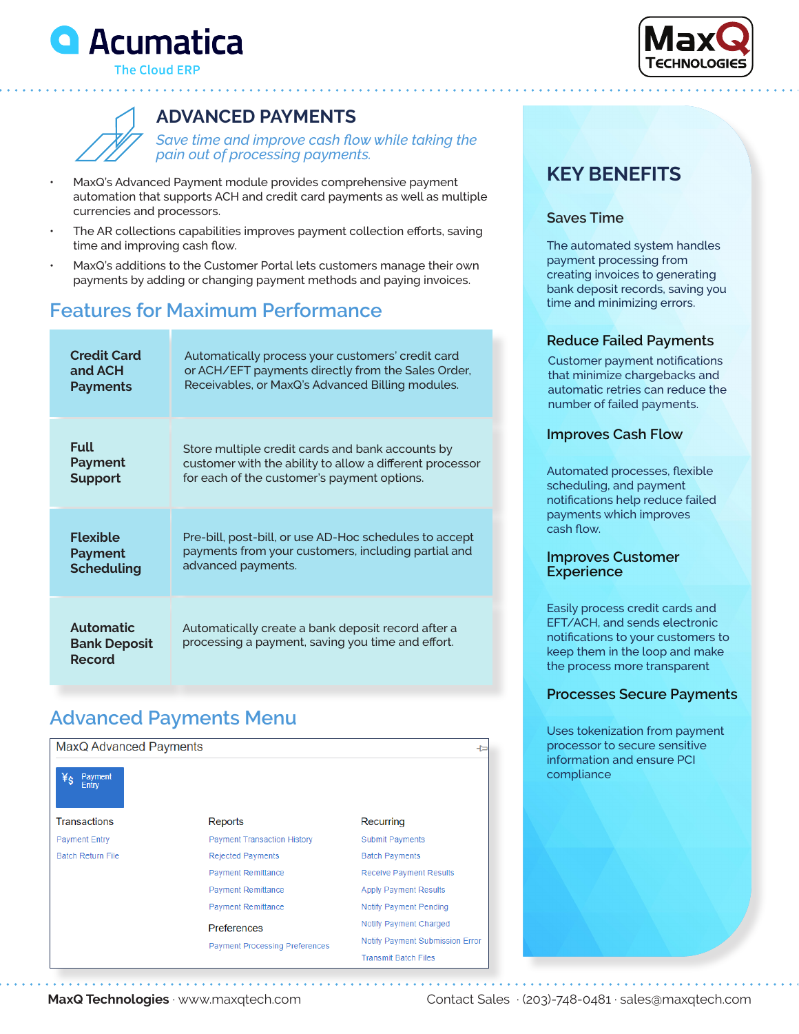Acumatica
The Cloud ERP

MaxQ Technologies

# ADVANCED PAYMENTS

*Save time and improve cash flow while taking the pain out of processing payments.*

- MaxQ's Advanced Payment module provides comprehensive payment automation that supports ACH and credit card payments as well as multiple currencies and processors.
- The AR collections capabilities improves payment collection efforts, saving time and improving cash flow.
- MaxQ's additions to the Customer Portal lets customers manage their own payments by adding or changing payment methods and paying invoices.

## Features for Maximum Performance

| Feature | Description |
|---|---|
| **Credit Card and ACH Payments** | Automatically process your customers' credit card or ACH/EFT payments directly from the Sales Order, Receivables, or MaxQ's Advanced Billing modules. |
| **Full Payment Support** | Store multiple credit cards and bank accounts by customer with the ability to allow a different processor for each of the customer's payment options. |
| **Flexible Payment Scheduling** | Pre-bill, post-bill, or use AD-Hoc schedules to accept payments from your customers, including partial and advanced payments. |
| **Automatic Bank Deposit Record** | Automatically create a bank deposit record after a processing a payment, saving you time and effort. |

## Advanced Payments Menu

MaxQ Advanced Payments

Payment Entry

| Transactions | Reports | Recurring |
|---|---|---|
| Payment Entry | Payment Transaction History | Submit Payments |
| Batch Return File | Rejected Payments | Batch Payments |
| | Payment Remittance | Receive Payment Results |
| | Payment Remittance | Apply Payment Results |
| | Payment Remittance | Notify Payment Pending |
| | **Preferences** | Notify Payment Charged |
| | Payment Processing Preferences | Notify Payment Submission Error |
| | | Transmit Batch Files |

## KEY BENEFITS

### Saves Time

The automated system handles payment processing from creating invoices to generating bank deposit records, saving you time and minimizing errors.

### Reduce Failed Payments

Customer payment notifications that minimize chargebacks and automatic retries can reduce the number of failed payments.

### Improves Cash Flow

Automated processes, flexible scheduling, and payment notifications help reduce failed payments which improves cash flow.

### Improves Customer Experience

Easily process credit cards and EFT/ACH, and sends electronic notifications to your customers to keep them in the loop and make the process more transparent

### Processes Secure Payments

Uses tokenization from payment processor to secure sensitive information and ensure PCI compliance

**MaxQ Technologies** · www.maxqtech.com Contact Sales · (203)-748-0481 · sales@maxqtech.com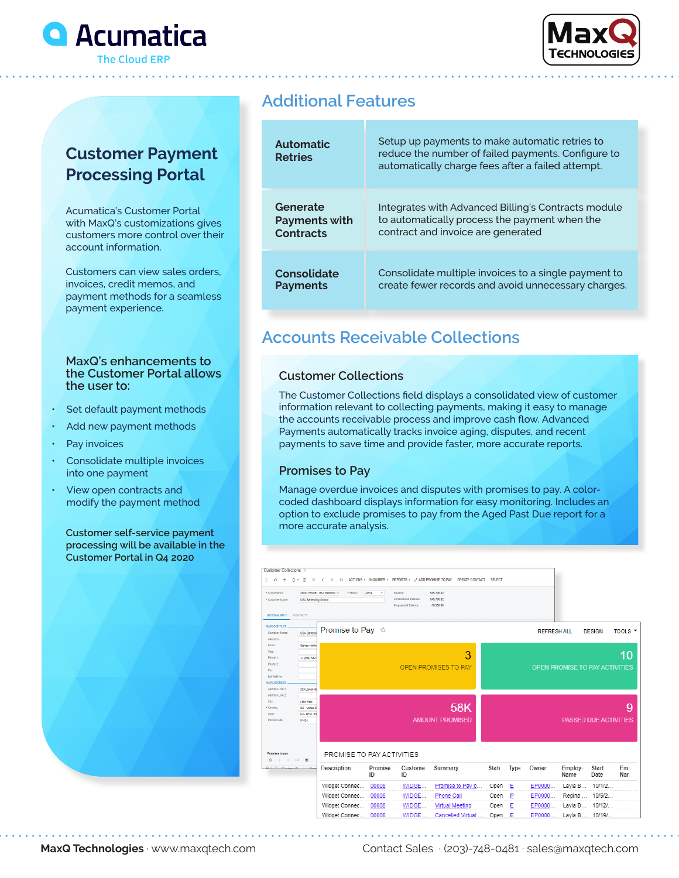Acumatica
The Cloud ERP

MaxQ Technologies

# Customer Payment Processing Portal

Acumatica's Customer Portal with MaxQ's customizations gives customers more control over their account information.

Customers can view sales orders, invoices, credit memos, and payment methods for a seamless payment experience.

## MaxQ's enhancements to the Customer Portal allows the user to:

- Set default payment methods
- Add new payment methods
- Pay invoices
- Consolidate multiple invoices into one payment
- View open contracts and modify the payment method

**Customer self-service payment processing will be available in the Customer Portal in Q4 2020**

## Additional Features

| | |
|---|---|
| **Automatic Retries** | Setup up payments to make automatic retries to reduce the number of failed payments. Configure to automatically charge fees after a failed attempt. |
| **Generate Payments with Contracts** | Integrates with Advanced Billing's Contracts module to automatically process the payment when the contract and invoice are generated |
| **Consolidate Payments** | Consolidate multiple invoices to a single payment to create fewer records and avoid unnecessary charges. |

## Accounts Receivable Collections

### Customer Collections

The Customer Collections field displays a consolidated view of customer information relevant to collecting payments, making it easy to manage the accounts receivable process and improve cash flow. Advanced Payments automatically tracks invoice aging, disputes, and recent payments to save time and provide faster, more accurate reports.

### Promises to Pay

Manage overdue invoices and disputes with promises to pay. A color-coded dashboard displays information for easy monitoring. Includes an option to exclude promises to pay from the Aged Past Due report for a more accurate analysis.

**MaxQ Technologies** · www.maxqtech.com Contact Sales · (203)-748-0481 · sales@maxqtech.com